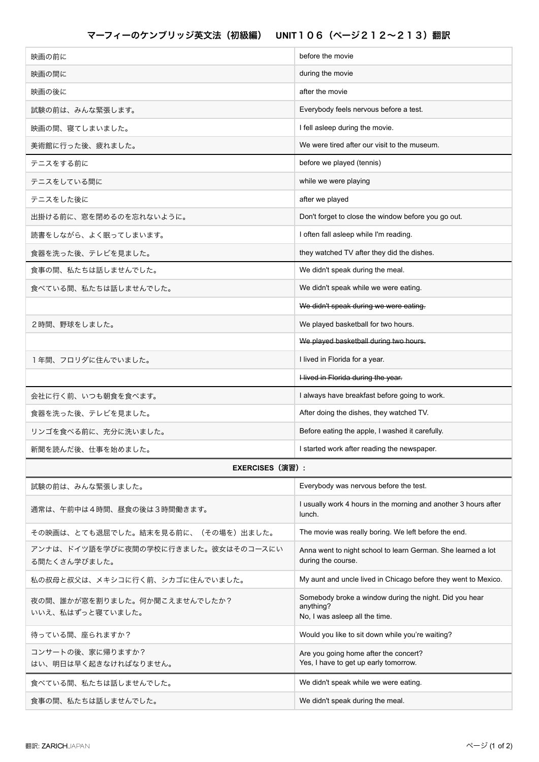# マーフィーのケンブリッジ英文法（初級編）　UNIT１０６（ページ２１２～２１３）翻訳

| | |
|---|---|
| 映画の前に | before the movie |
| 映画の間に | during the movie |
| 映画の後に | after the movie |
| 試験の前は、みんな緊張します。 | Everybody feels nervous before a test. |
| 映画の間、寝てしまいました。 | I fell asleep during the movie. |
| 美術館に行った後、疲れました。 | We were tired after our visit to the museum. |
| テニスをする前に | before we played (tennis) |
| テニスをしている間に | while we were playing |
| テニスをした後に | after we played |
| 出掛ける前に、窓を閉めるのを忘れないように。 | Don't forget to close the window before you go out. |
| 読書をしながら、よく眠ってしまいます。 | I often fall asleep while I'm reading. |
| 食器を洗った後、テレビを見ました。 | they watched TV after they did the dishes. |
| 食事の間、私たちは話しませんでした。 | We didn't speak during the meal. |
| 食べている間、私たちは話しませんでした。 | We didn't speak while we were eating. |
| | ~~We didn't speak during we were eating.~~ |
| ２時間、野球をしました。 | We played basketball for two hours. |
| | ~~We played basketball during two hours.~~ |
| １年間、フロリダに住んでいました。 | I lived in Florida for a year. |
| | ~~I lived in Florida during the year.~~ |
| 会社に行く前、いつも朝食を食べます。 | I always have breakfast before going to work. |
| 食器を洗った後、テレビを見ました。 | After doing the dishes, they watched TV. |
| リンゴを食べる前に、充分に洗いました。 | Before eating the apple, I washed it carefully. |
| 新聞を読んだ後、仕事を始めました。 | I started work after reading the newspaper. |
| **EXERCISES（演習）:** | |
| 試験の前は、みんな緊張しました。 | Everybody was nervous before the test. |
| 通常は、午前中は４時間、昼食の後は３時間働きます。 | I usually work 4 hours in the morning and another 3 hours after lunch. |
| その映画は、とても退屈でした。結末を見る前に、（その場を）出ました。 | The movie was really boring. We left before the end. |
| アンナは、ドイツ語を学びに夜間の学校に行きました。彼女はそのコースにいる間たくさん学びました。 | Anna went to night school to learn German. She learned a lot during the course. |
| 私の叔母と叔父は、メキシコに行く前、シカゴに住んでいました。 | My aunt and uncle lived in Chicago before they went to Mexico. |
| 夜の間、誰かが窓を割りました。何か聞こえませんでしたか？<br>いいえ、私はずっと寝ていました。 | Somebody broke a window during the night. Did you hear anything?<br>No, I was asleep all the time. |
| 待っている間、座られますか？ | Would you like to sit down while you're waiting? |
| コンサートの後、家に帰りますか？<br>はい、明日は早く起きなければなりません。 | Are you going home after the concert?<br>Yes, I have to get up early tomorrow. |
| 食べている間、私たちは話しませんでした。 | We didn't speak while we were eating. |
| 食事の間、私たちは話しませんでした。 | We didn't speak during the meal. |

翻訳: ZARICHJAPAN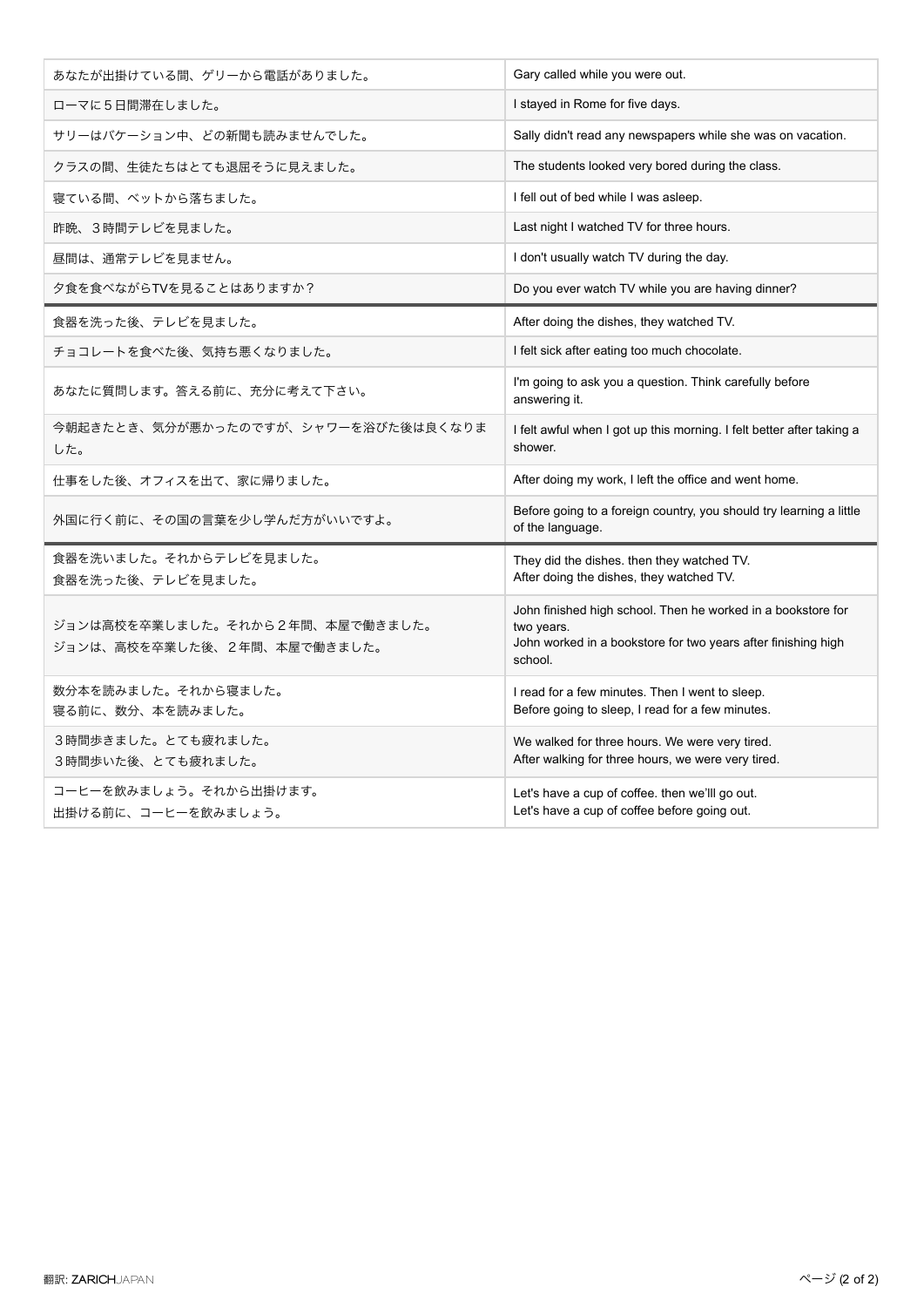| | |
|---|---|
| あなたが出掛けている間、ゲリーから電話がありました。 | Gary called while you were out. |
| ローマに５日間滞在しました。 | I stayed in Rome for five days. |
| サリーはバケーション中、どの新聞も読みませんでした。 | Sally didn't read any newspapers while she was on vacation. |
| クラスの間、生徒たちはとても退屈そうに見えました。 | The students looked very bored during the class. |
| 寝ている間、ベットから落ちました。 | I fell out of bed while I was asleep. |
| 昨晩、３時間テレビを見ました。 | Last night I watched TV for three hours. |
| 昼間は、通常テレビを見ません。 | I don't usually watch TV during the day. |
| 夕食を食べながらTVを見ることはありますか？ | Do you ever watch TV while you are having dinner? |
| 食器を洗った後、テレビを見ました。 | After doing the dishes, they watched TV. |
| チョコレートを食べた後、気持ち悪くなりました。 | I felt sick after eating too much chocolate. |
| あなたに質問します。答える前に、充分に考えて下さい。 | I'm going to ask you a question. Think carefully before answering it. |
| 今朝起きたとき、気分が悪かったのですが、シャワーを浴びた後は良くなりました。 | I felt awful when I got up this morning. I felt better after taking a shower. |
| 仕事をした後、オフィスを出て、家に帰りました。 | After doing my work, I left the office and went home. |
| 外国に行く前に、その国の言葉を少し学んだ方がいいですよ。 | Before going to a foreign country, you should try learning a little of the language. |
| 食器を洗いました。それからテレビを見ました。<br>食器を洗った後、テレビを見ました。 | They did the dishes. then they watched TV.<br>After doing the dishes, they watched TV. |
| ジョンは高校を卒業しました。それから２年間、本屋で働きました。<br>ジョンは、高校を卒業した後、２年間、本屋で働きました。 | John finished high school. Then he worked in a bookstore for two years.<br>John worked in a bookstore for two years after finishing high school. |
| 数分本を読みました。それから寝ました。<br>寝る前に、数分、本を読みました。 | I read for a few minutes. Then I went to sleep.<br>Before going to sleep, I read for a few minutes. |
| ３時間歩きました。とても疲れました。<br>３時間歩いた後、とても疲れました。 | We walked for three hours. We were very tired.<br>After walking for three hours, we were very tired. |
| コーヒーを飲みましょう。それから出掛けます。<br>出掛ける前に、コーヒーを飲みましょう。 | Let's have a cup of coffee. then we'lll go out.<br>Let's have a cup of coffee before going out. |

翻訳: ZARICHJAPAN